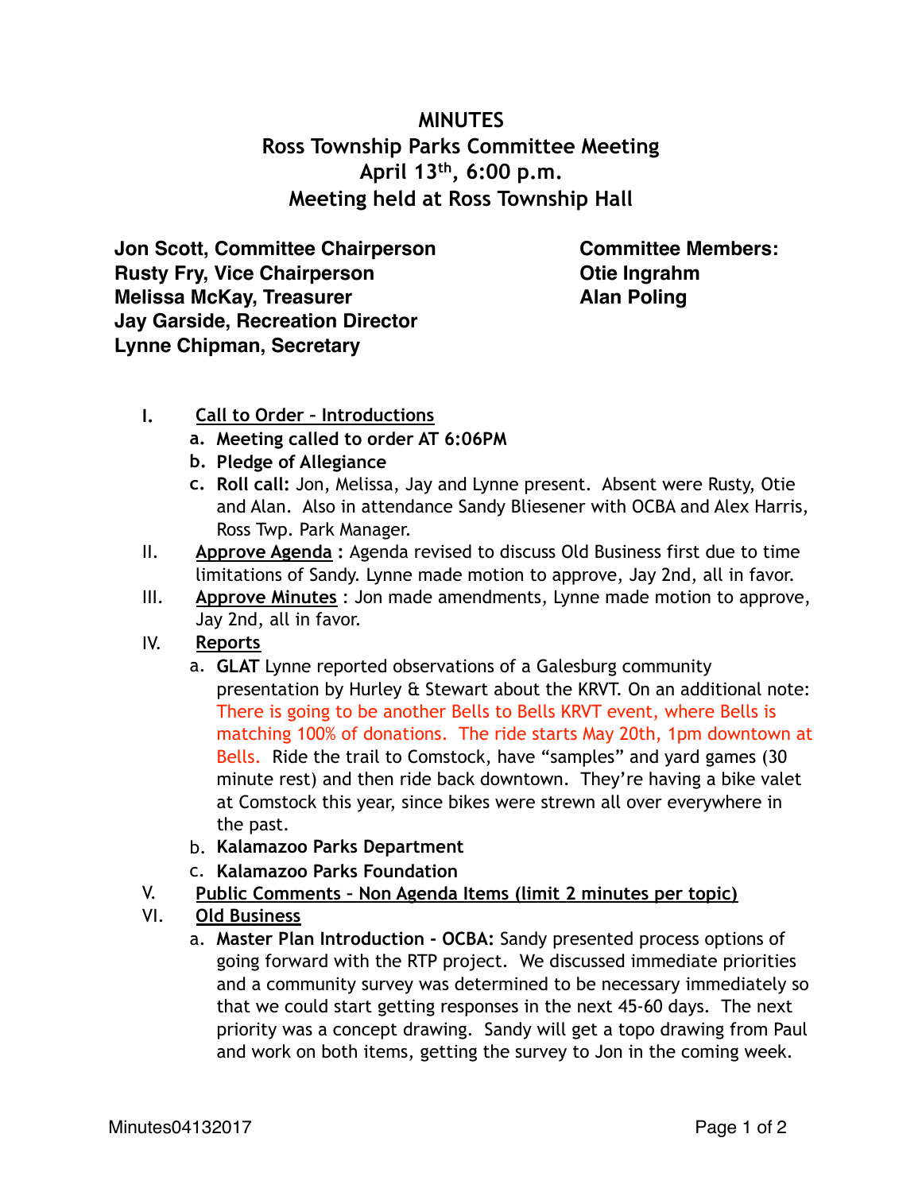# MINUTES

## Ross Township Parks Committee Meeting
## April 13th, 6:00 p.m.
## Meeting held at Ross Township Hall

**Jon Scott, Committee Chairperson**
**Rusty Fry, Vice Chairperson**
**Melissa McKay, Treasurer**
**Jay Garside, Recreation Director**
**Lynne Chipman, Secretary**

**Committee Members:**
**Otie Ingrahm**
**Alan Poling**

I. Call to Order – Introductions
   a. **Meeting called to order AT 6:06PM**
   b. **Pledge of Allegiance**
   c. **Roll call:** Jon, Melissa, Jay and Lynne present. Absent were Rusty, Otie and Alan. Also in attendance Sandy Bliesener with OCBA and Alex Harris, Ross Twp. Park Manager.

II. **Approve Agenda :** Agenda revised to discuss Old Business first due to time limitations of Sandy. Lynne made motion to approve, Jay 2nd, all in favor.

III. **Approve Minutes** : Jon made amendments, Lynne made motion to approve, Jay 2nd, all in favor.

IV. **Reports**
   a. **GLAT** Lynne reported observations of a Galesburg community presentation by Hurley & Stewart about the KRVT. On an additional note: There is going to be another Bells to Bells KRVT event, where Bells is matching 100% of donations. The ride starts May 20th, 1pm downtown at Bells. Ride the trail to Comstock, have "samples" and yard games (30 minute rest) and then ride back downtown. They're having a bike valet at Comstock this year, since bikes were strewn all over everywhere in the past.
   b. **Kalamazoo Parks Department**
   c. **Kalamazoo Parks Foundation**

V. Public Comments – Non Agenda Items (limit 2 minutes per topic)

VI. Old Business
   a. **Master Plan Introduction - OCBA:** Sandy presented process options of going forward with the RTP project. We discussed immediate priorities and a community survey was determined to be necessary immediately so that we could start getting responses in the next 45-60 days. The next priority was a concept drawing. Sandy will get a topo drawing from Paul and work on both items, getting the survey to Jon in the coming week.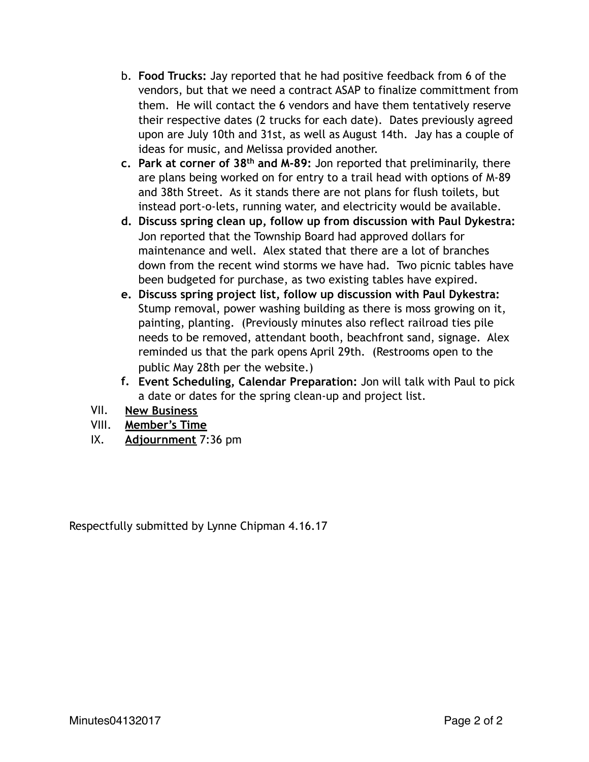b. **Food Trucks:** Jay reported that he had positive feedback from 6 of the vendors, but that we need a contract ASAP to finalize committment from them. He will contact the 6 vendors and have them tentatively reserve their respective dates (2 trucks for each date). Dates previously agreed upon are July 10th and 31st, as well as August 14th. Jay has a couple of ideas for music, and Melissa provided another.

c. **Park at corner of 38th and M-89:** Jon reported that preliminarily, there are plans being worked on for entry to a trail head with options of M-89 and 38th Street. As it stands there are not plans for flush toilets, but instead port-o-lets, running water, and electricity would be available.

d. **Discuss spring clean up, follow up from discussion with Paul Dykestra:** Jon reported that the Township Board had approved dollars for maintenance and well. Alex stated that there are a lot of branches down from the recent wind storms we have had. Two picnic tables have been budgeted for purchase, as two existing tables have expired.

e. **Discuss spring project list, follow up discussion with Paul Dykestra:** Stump removal, power washing building as there is moss growing on it, painting, planting. (Previously minutes also reflect railroad ties pile needs to be removed, attendant booth, beachfront sand, signage. Alex reminded us that the park opens April 29th. (Restrooms open to the public May 28th per the website.)

f. **Event Scheduling, Calendar Preparation:** Jon will talk with Paul to pick a date or dates for the spring clean-up and project list.

VII. **New Business**

VIII. **Member's Time**

IX. **Adjournment** 7:36 pm

Respectfully submitted by Lynne Chipman 4.16.17